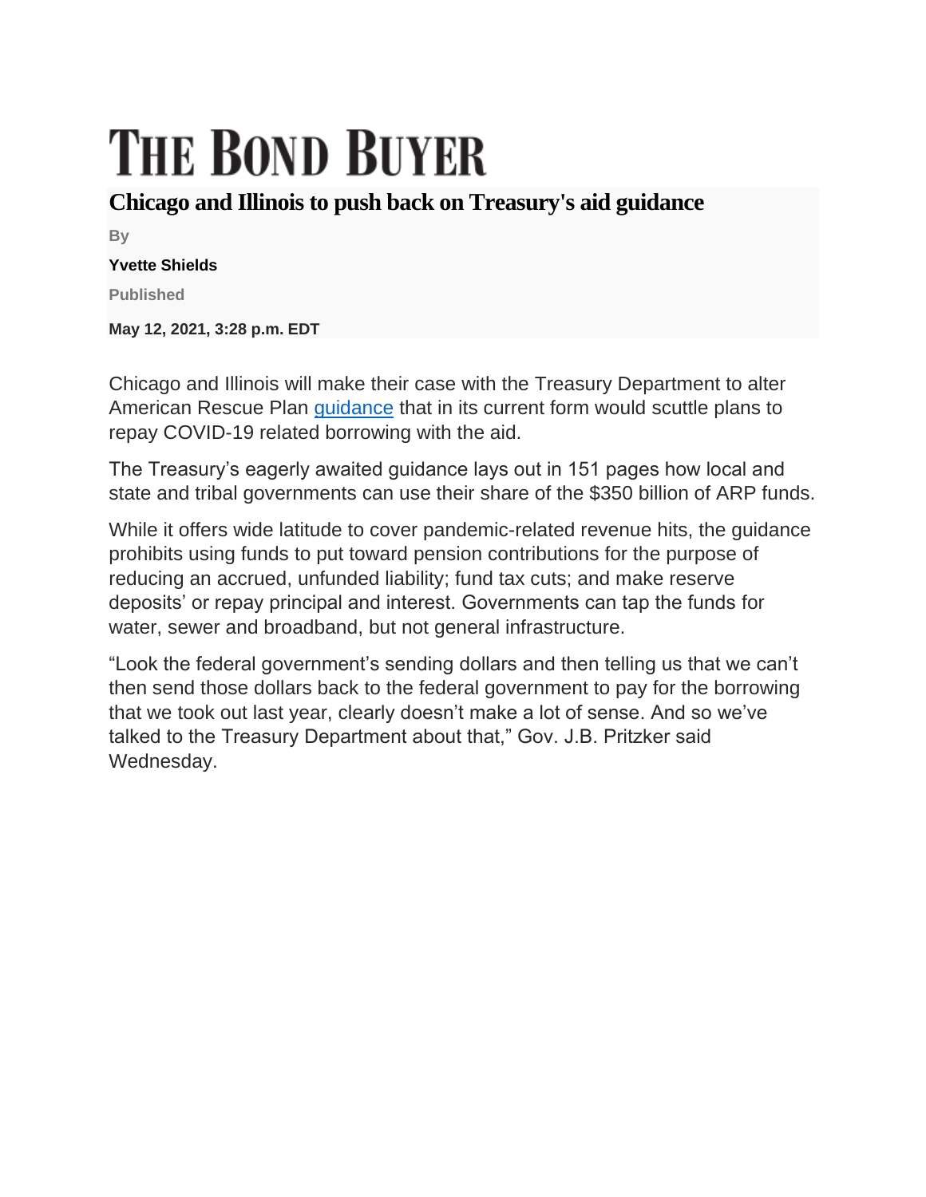# THE BOND BUYER

## Chicago and Illinois to push back on Treasury's aid guidance

By

**Yvette Shields**

Published

**May 12, 2021, 3:28 p.m. EDT**

Chicago and Illinois will make their case with the Treasury Department to alter American Rescue Plan guidance that in its current form would scuttle plans to repay COVID-19 related borrowing with the aid.

The Treasury's eagerly awaited guidance lays out in 151 pages how local and state and tribal governments can use their share of the $350 billion of ARP funds.

While it offers wide latitude to cover pandemic-related revenue hits, the guidance prohibits using funds to put toward pension contributions for the purpose of reducing an accrued, unfunded liability; fund tax cuts; and make reserve deposits' or repay principal and interest. Governments can tap the funds for water, sewer and broadband, but not general infrastructure.

"Look the federal government's sending dollars and then telling us that we can't then send those dollars back to the federal government to pay for the borrowing that we took out last year, clearly doesn't make a lot of sense. And so we've talked to the Treasury Department about that," Gov. J.B. Pritzker said Wednesday.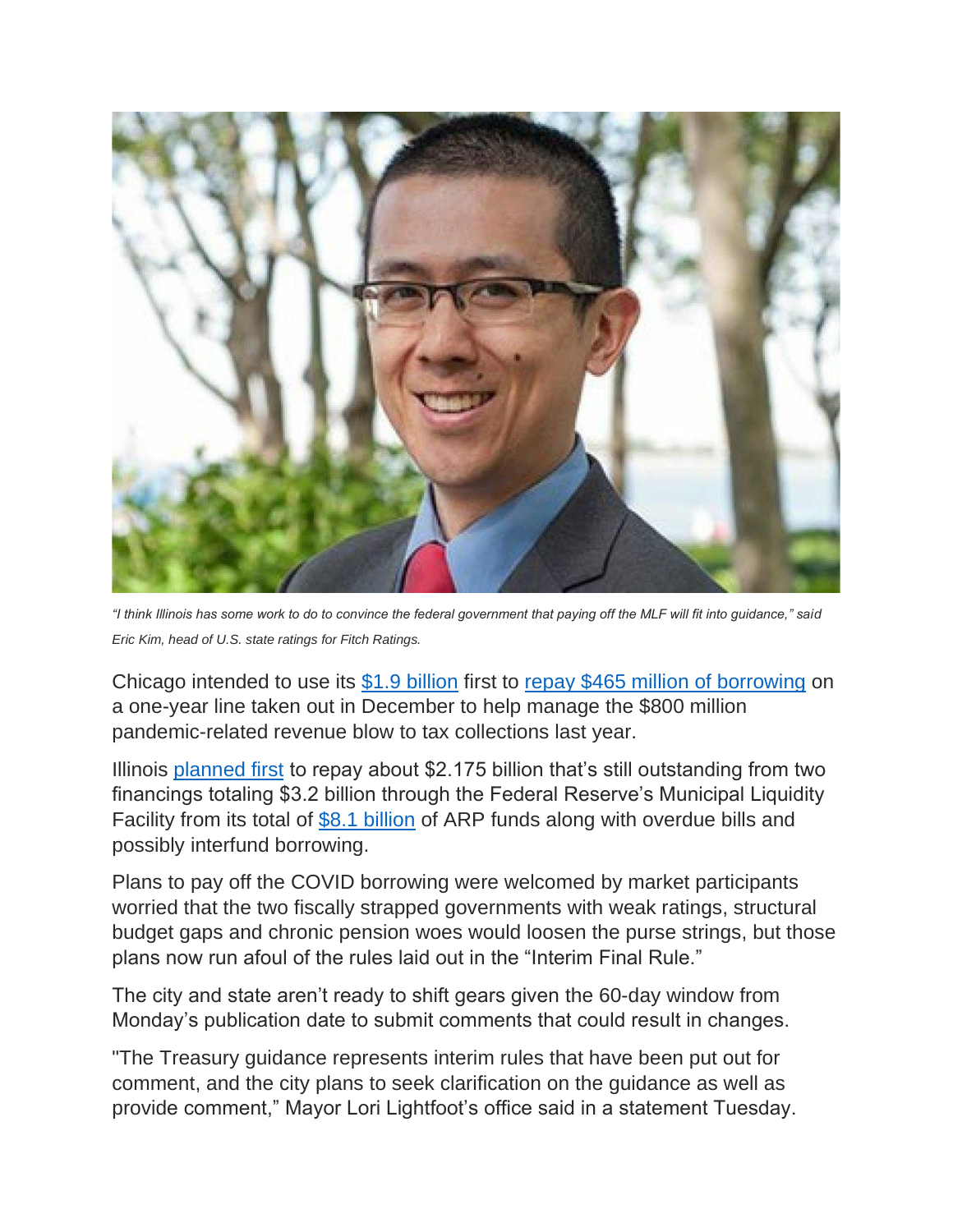*"I think Illinois has some work to do to convince the federal government that paying off the MLF will fit into guidance," said Eric Kim, head of U.S. state ratings for Fitch Ratings.*

Chicago intended to use its $1.9 billion first to repay $465 million of borrowing on a one-year line taken out in December to help manage the $800 million pandemic-related revenue blow to tax collections last year.

Illinois planned first to repay about $2.175 billion that's still outstanding from two financings totaling $3.2 billion through the Federal Reserve's Municipal Liquidity Facility from its total of $8.1 billion of ARP funds along with overdue bills and possibly interfund borrowing.

Plans to pay off the COVID borrowing were welcomed by market participants worried that the two fiscally strapped governments with weak ratings, structural budget gaps and chronic pension woes would loosen the purse strings, but those plans now run afoul of the rules laid out in the "Interim Final Rule."

The city and state aren't ready to shift gears given the 60-day window from Monday's publication date to submit comments that could result in changes.

"The Treasury guidance represents interim rules that have been put out for comment, and the city plans to seek clarification on the guidance as well as provide comment," Mayor Lori Lightfoot's office said in a statement Tuesday.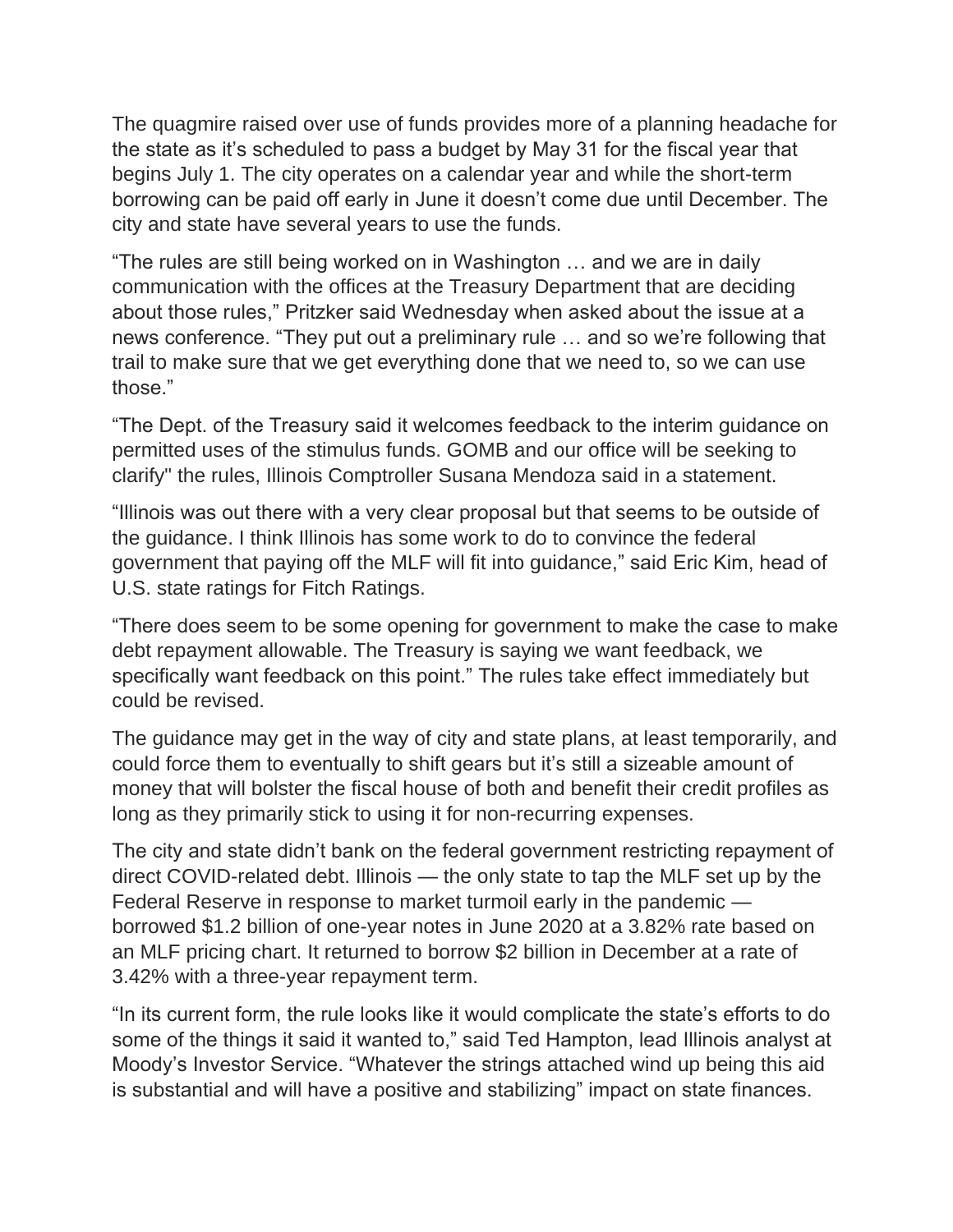The quagmire raised over use of funds provides more of a planning headache for the state as it's scheduled to pass a budget by May 31 for the fiscal year that begins July 1. The city operates on a calendar year and while the short-term borrowing can be paid off early in June it doesn't come due until December. The city and state have several years to use the funds.

"The rules are still being worked on in Washington … and we are in daily communication with the offices at the Treasury Department that are deciding about those rules," Pritzker said Wednesday when asked about the issue at a news conference. "They put out a preliminary rule … and so we're following that trail to make sure that we get everything done that we need to, so we can use those."

"The Dept. of the Treasury said it welcomes feedback to the interim guidance on permitted uses of the stimulus funds. GOMB and our office will be seeking to clarify" the rules, Illinois Comptroller Susana Mendoza said in a statement.

"Illinois was out there with a very clear proposal but that seems to be outside of the guidance. I think Illinois has some work to do to convince the federal government that paying off the MLF will fit into guidance," said Eric Kim, head of U.S. state ratings for Fitch Ratings.

"There does seem to be some opening for government to make the case to make debt repayment allowable. The Treasury is saying we want feedback, we specifically want feedback on this point." The rules take effect immediately but could be revised.

The guidance may get in the way of city and state plans, at least temporarily, and could force them to eventually to shift gears but it's still a sizeable amount of money that will bolster the fiscal house of both and benefit their credit profiles as long as they primarily stick to using it for non-recurring expenses.

The city and state didn't bank on the federal government restricting repayment of direct COVID-related debt. Illinois — the only state to tap the MLF set up by the Federal Reserve in response to market turmoil early in the pandemic — borrowed $1.2 billion of one-year notes in June 2020 at a 3.82% rate based on an MLF pricing chart. It returned to borrow $2 billion in December at a rate of 3.42% with a three-year repayment term.

"In its current form, the rule looks like it would complicate the state's efforts to do some of the things it said it wanted to," said Ted Hampton, lead Illinois analyst at Moody's Investor Service. "Whatever the strings attached wind up being this aid is substantial and will have a positive and stabilizing" impact on state finances.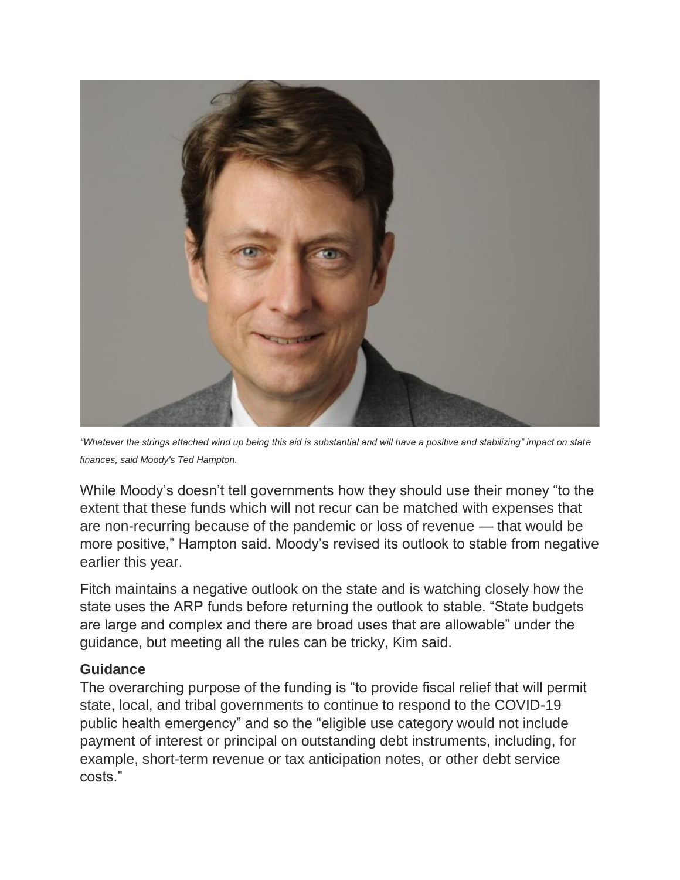*“Whatever the strings attached wind up being this aid is substantial and will have a positive and stabilizing” impact on state finances, said Moody's Ted Hampton.*

While Moody’s doesn’t tell governments how they should use their money “to the extent that these funds which will not recur can be matched with expenses that are non-recurring because of the pandemic or loss of revenue — that would be more positive,” Hampton said. Moody’s revised its outlook to stable from negative earlier this year.

Fitch maintains a negative outlook on the state and is watching closely how the state uses the ARP funds before returning the outlook to stable. “State budgets are large and complex and there are broad uses that are allowable” under the guidance, but meeting all the rules can be tricky, Kim said.

**Guidance**

The overarching purpose of the funding is “to provide fiscal relief that will permit state, local, and tribal governments to continue to respond to the COVID-19 public health emergency” and so the “eligible use category would not include payment of interest or principal on outstanding debt instruments, including, for example, short-term revenue or tax anticipation notes, or other debt service costs.”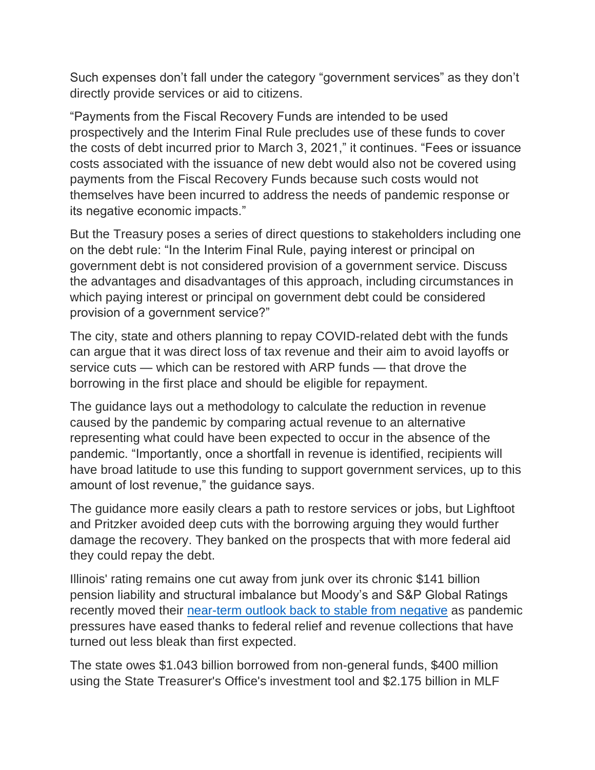Such expenses don't fall under the category "government services" as they don't directly provide services or aid to citizens.

"Payments from the Fiscal Recovery Funds are intended to be used prospectively and the Interim Final Rule precludes use of these funds to cover the costs of debt incurred prior to March 3, 2021," it continues. "Fees or issuance costs associated with the issuance of new debt would also not be covered using payments from the Fiscal Recovery Funds because such costs would not themselves have been incurred to address the needs of pandemic response or its negative economic impacts."

But the Treasury poses a series of direct questions to stakeholders including one on the debt rule: "In the Interim Final Rule, paying interest or principal on government debt is not considered provision of a government service. Discuss the advantages and disadvantages of this approach, including circumstances in which paying interest or principal on government debt could be considered provision of a government service?"

The city, state and others planning to repay COVID-related debt with the funds can argue that it was direct loss of tax revenue and their aim to avoid layoffs or service cuts — which can be restored with ARP funds — that drove the borrowing in the first place and should be eligible for repayment.

The guidance lays out a methodology to calculate the reduction in revenue caused by the pandemic by comparing actual revenue to an alternative representing what could have been expected to occur in the absence of the pandemic. "Importantly, once a shortfall in revenue is identified, recipients will have broad latitude to use this funding to support government services, up to this amount of lost revenue," the guidance says.

The guidance more easily clears a path to restore services or jobs, but Lightfoot and Pritzker avoided deep cuts with the borrowing arguing they would further damage the recovery. They banked on the prospects that with more federal aid they could repay the debt.

Illinois' rating remains one cut away from junk over its chronic $141 billion pension liability and structural imbalance but Moody's and S&P Global Ratings recently moved their [near-term outlook back to stable from negative] as pandemic pressures have eased thanks to federal relief and revenue collections that have turned out less bleak than first expected.

The state owes $1.043 billion borrowed from non-general funds, $400 million using the State Treasurer's Office's investment tool and $2.175 billion in MLF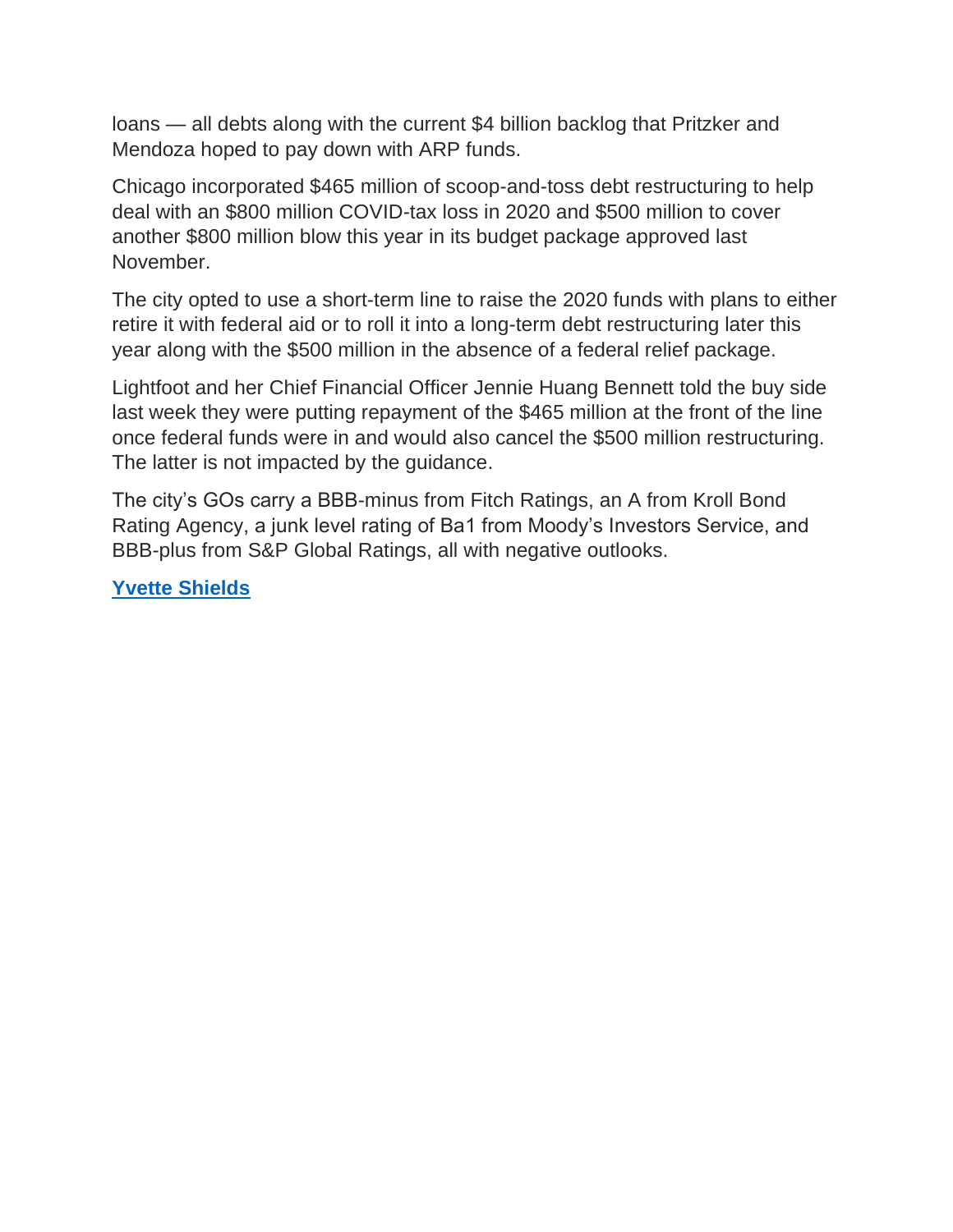loans — all debts along with the current $4 billion backlog that Pritzker and Mendoza hoped to pay down with ARP funds.

Chicago incorporated $465 million of scoop-and-toss debt restructuring to help deal with an $800 million COVID-tax loss in 2020 and $500 million to cover another $800 million blow this year in its budget package approved last November.

The city opted to use a short-term line to raise the 2020 funds with plans to either retire it with federal aid or to roll it into a long-term debt restructuring later this year along with the $500 million in the absence of a federal relief package.

Lightfoot and her Chief Financial Officer Jennie Huang Bennett told the buy side last week they were putting repayment of the $465 million at the front of the line once federal funds were in and would also cancel the $500 million restructuring. The latter is not impacted by the guidance.

The city's GOs carry a BBB-minus from Fitch Ratings, an A from Kroll Bond Rating Agency, a junk level rating of Ba1 from Moody's Investors Service, and BBB-plus from S&P Global Ratings, all with negative outlooks.

**Yvette Shields**